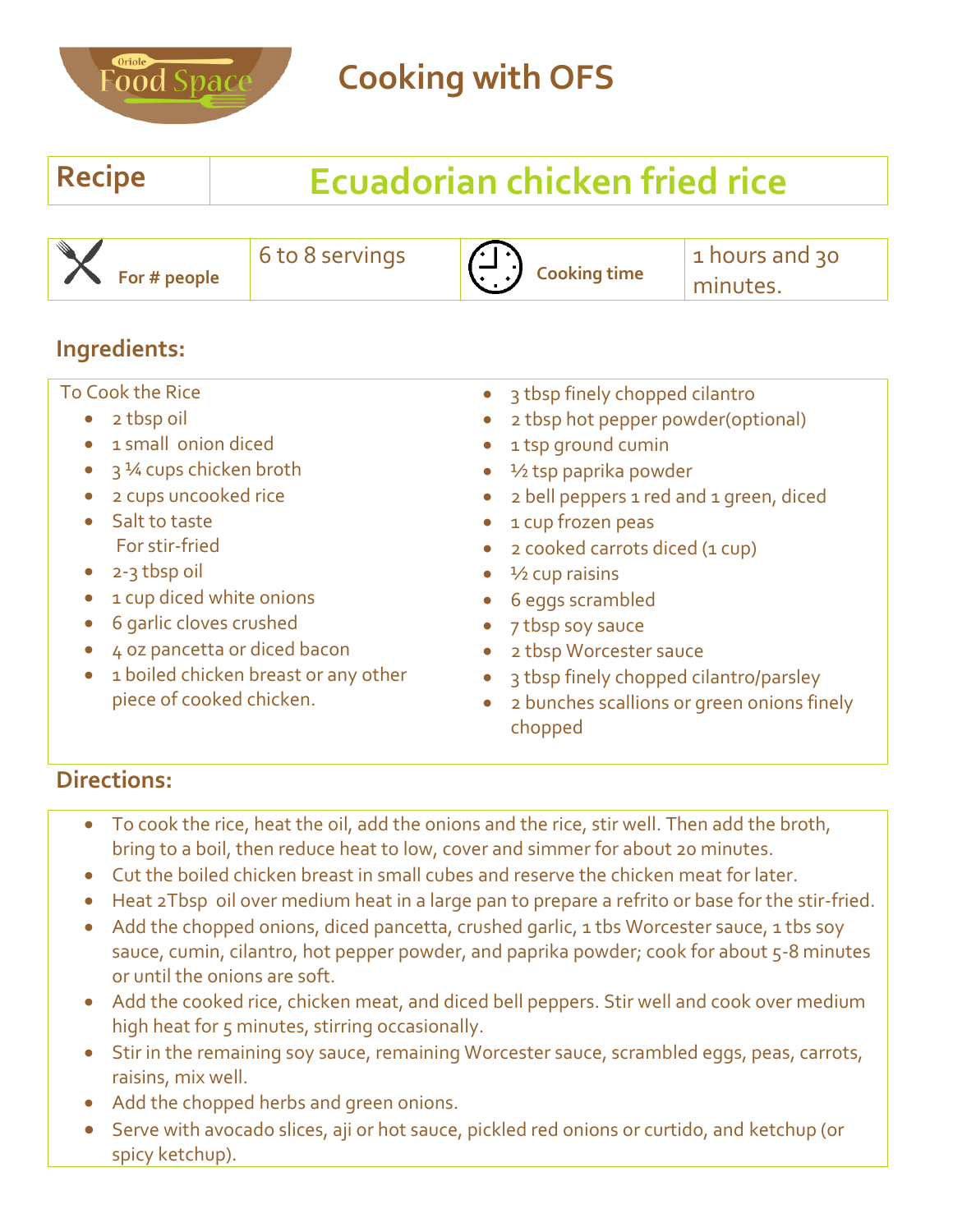Oriole Food Space

# Cooking with OFS

| Recipe | Ecuadorian chicken fried rice |
| --- | --- |

| For # people | 6 to 8 servings | Cooking time | 1 hours and 30 minutes. |
| --- | --- | --- | --- |

## Ingredients:

To Cook the Rice

- 2 tbsp oil
- 1 small onion diced
- 3 ¼ cups chicken broth
- 2 cups uncooked rice
- Salt to taste

For stir-fried

- 2-3 tbsp oil
- 1 cup diced white onions
- 6 garlic cloves crushed
- 4 oz pancetta or diced bacon
- 1 boiled chicken breast or any other piece of cooked chicken.
- 3 tbsp finely chopped cilantro
- 2 tbsp hot pepper powder(optional)
- 1 tsp ground cumin
- ½ tsp paprika powder
- 2 bell peppers 1 red and 1 green, diced
- 1 cup frozen peas
- 2 cooked carrots diced (1 cup)
- ½ cup raisins
- 6 eggs scrambled
- 7 tbsp soy sauce
- 2 tbsp Worcester sauce
- 3 tbsp finely chopped cilantro/parsley
- 2 bunches scallions or green onions finely chopped

## Directions:

- To cook the rice, heat the oil, add the onions and the rice, stir well. Then add the broth, bring to a boil, then reduce heat to low, cover and simmer for about 20 minutes.
- Cut the boiled chicken breast in small cubes and reserve the chicken meat for later.
- Heat 2Tbsp oil over medium heat in a large pan to prepare a refrito or base for the stir-fried.
- Add the chopped onions, diced pancetta, crushed garlic, 1 tbs Worcester sauce, 1 tbs soy sauce, cumin, cilantro, hot pepper powder, and paprika powder; cook for about 5-8 minutes or until the onions are soft.
- Add the cooked rice, chicken meat, and diced bell peppers. Stir well and cook over medium high heat for 5 minutes, stirring occasionally.
- Stir in the remaining soy sauce, remaining Worcester sauce, scrambled eggs, peas, carrots, raisins, mix well.
- Add the chopped herbs and green onions.
- Serve with avocado slices, aji or hot sauce, pickled red onions or curtido, and ketchup (or spicy ketchup).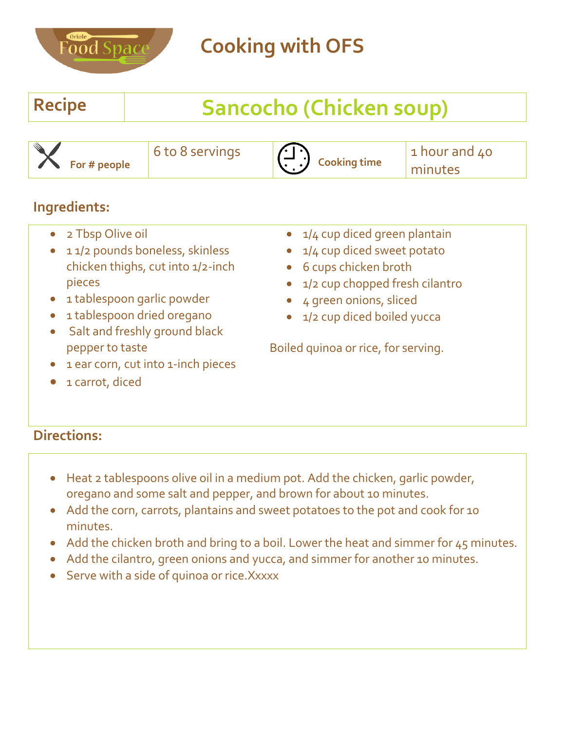# Cooking with OFS

| Recipe | Sancocho (Chicken soup) |
| --- | --- |

| For # people | 6 to 8 servings | Cooking time | 1 hour and 40 minutes |
| --- | --- | --- | --- |

## Ingredients:

- 2 Tbsp Olive oil
- 1 1/2 pounds boneless, skinless chicken thighs, cut into 1/2-inch pieces
- 1 tablespoon garlic powder
- 1 tablespoon dried oregano
- Salt and freshly ground black pepper to taste
- 1 ear corn, cut into 1-inch pieces
- 1 carrot, diced
- 1/4 cup diced green plantain
- 1/4 cup diced sweet potato
- 6 cups chicken broth
- 1/2 cup chopped fresh cilantro
- 4 green onions, sliced
- 1/2 cup diced boiled yucca

Boiled quinoa or rice, for serving.

## Directions:

- Heat 2 tablespoons olive oil in a medium pot. Add the chicken, garlic powder, oregano and some salt and pepper, and brown for about 10 minutes.
- Add the corn, carrots, plantains and sweet potatoes to the pot and cook for 10 minutes.
- Add the chicken broth and bring to a boil. Lower the heat and simmer for 45 minutes.
- Add the cilantro, green onions and yucca, and simmer for another 10 minutes.
- Serve with a side of quinoa or rice.Xxxxx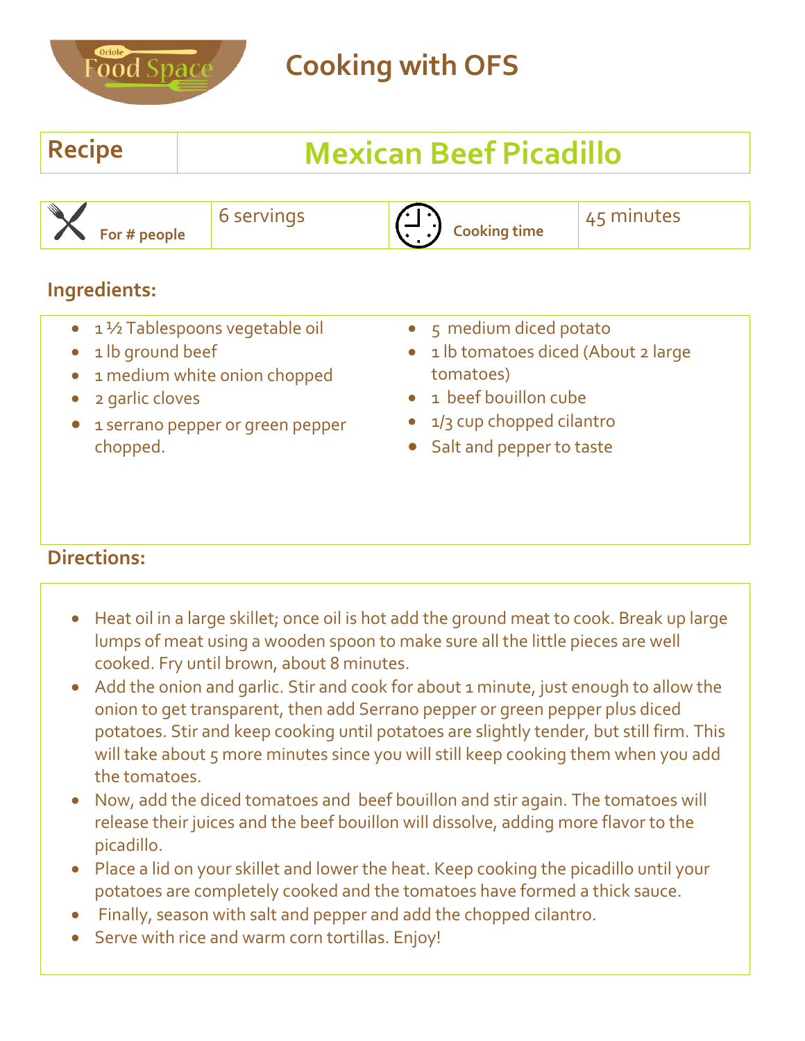# Cooking with OFS

| Recipe | Mexican Beef Picadillo |
| --- | --- |

| For # people | 6 servings | Cooking time | 45 minutes |
| --- | --- | --- | --- |

## Ingredients:

- 1 ½ Tablespoons vegetable oil
- 1 lb ground beef
- 1 medium white onion chopped
- 2 garlic cloves
- 1 serrano pepper or green pepper chopped.
- 5 medium diced potato
- 1 lb tomatoes diced (About 2 large tomatoes)
- 1 beef bouillon cube
- 1/3 cup chopped cilantro
- Salt and pepper to taste

## Directions:

- Heat oil in a large skillet; once oil is hot add the ground meat to cook. Break up large lumps of meat using a wooden spoon to make sure all the little pieces are well cooked. Fry until brown, about 8 minutes.
- Add the onion and garlic. Stir and cook for about 1 minute, just enough to allow the onion to get transparent, then add Serrano pepper or green pepper plus diced potatoes. Stir and keep cooking until potatoes are slightly tender, but still firm. This will take about 5 more minutes since you will still keep cooking them when you add the tomatoes.
- Now, add the diced tomatoes and beef bouillon and stir again. The tomatoes will release their juices and the beef bouillon will dissolve, adding more flavor to the picadillo.
- Place a lid on your skillet and lower the heat. Keep cooking the picadillo until your potatoes are completely cooked and the tomatoes have formed a thick sauce.
- Finally, season with salt and pepper and add the chopped cilantro.
- Serve with rice and warm corn tortillas. Enjoy!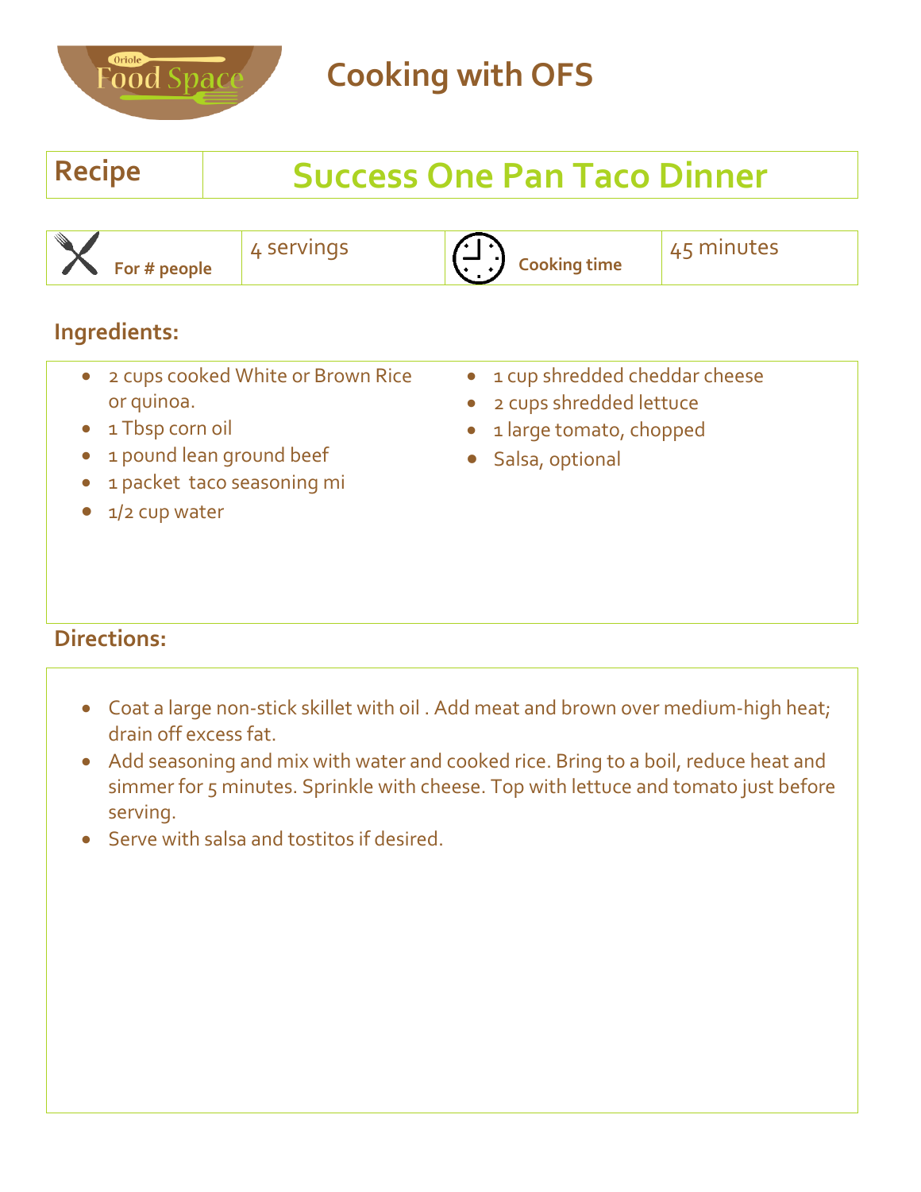# Cooking with OFS

| Recipe | Success One Pan Taco Dinner |
|---|---|

| For # people | 4 servings | Cooking time | 45 minutes |
|---|---|---|---|

## Ingredients:

- 2 cups cooked White or Brown Rice or quinoa.
- 1 Tbsp corn oil
- 1 pound lean ground beef
- 1 packet taco seasoning mi
- 1/2 cup water
- 1 cup shredded cheddar cheese
- 2 cups shredded lettuce
- 1 large tomato, chopped
- Salsa, optional

## Directions:

- Coat a large non-stick skillet with oil . Add meat and brown over medium-high heat; drain off excess fat.
- Add seasoning and mix with water and cooked rice. Bring to a boil, reduce heat and simmer for 5 minutes. Sprinkle with cheese. Top with lettuce and tomato just before serving.
- Serve with salsa and tostitos if desired.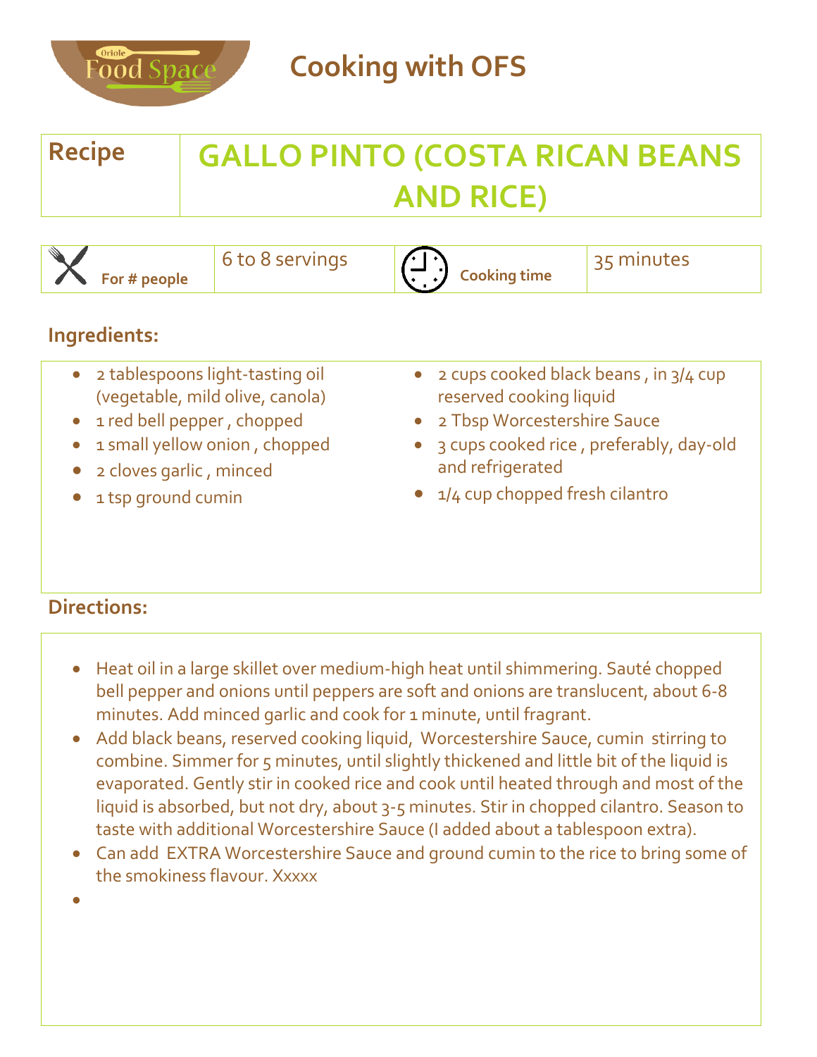# Cooking with OFS

| Recipe | GALLO PINTO (COSTA RICAN BEANS AND RICE) |
|---|---|

| For # people | 6 to 8 servings | Cooking time | 35 minutes |
|---|---|---|---|

## Ingredients:

- 2 tablespoons light-tasting oil (vegetable, mild olive, canola)
- 1 red bell pepper , chopped
- 1 small yellow onion , chopped
- 2 cloves garlic , minced
- 1 tsp ground cumin
- 2 cups cooked black beans , in 3/4 cup reserved cooking liquid
- 2 Tbsp Worcestershire Sauce
- 3 cups cooked rice , preferably, day-old and refrigerated
- 1/4 cup chopped fresh cilantro

## Directions:

- Heat oil in a large skillet over medium-high heat until shimmering. Sauté chopped bell pepper and onions until peppers are soft and onions are translucent, about 6-8 minutes. Add minced garlic and cook for 1 minute, until fragrant.
- Add black beans, reserved cooking liquid, Worcestershire Sauce, cumin stirring to combine. Simmer for 5 minutes, until slightly thickened and little bit of the liquid is evaporated. Gently stir in cooked rice and cook until heated through and most of the liquid is absorbed, but not dry, about 3-5 minutes. Stir in chopped cilantro. Season to taste with additional Worcestershire Sauce (I added about a tablespoon extra).
- Can add EXTRA Worcestershire Sauce and ground cumin to the rice to bring some of the smokiness flavour. Xxxxx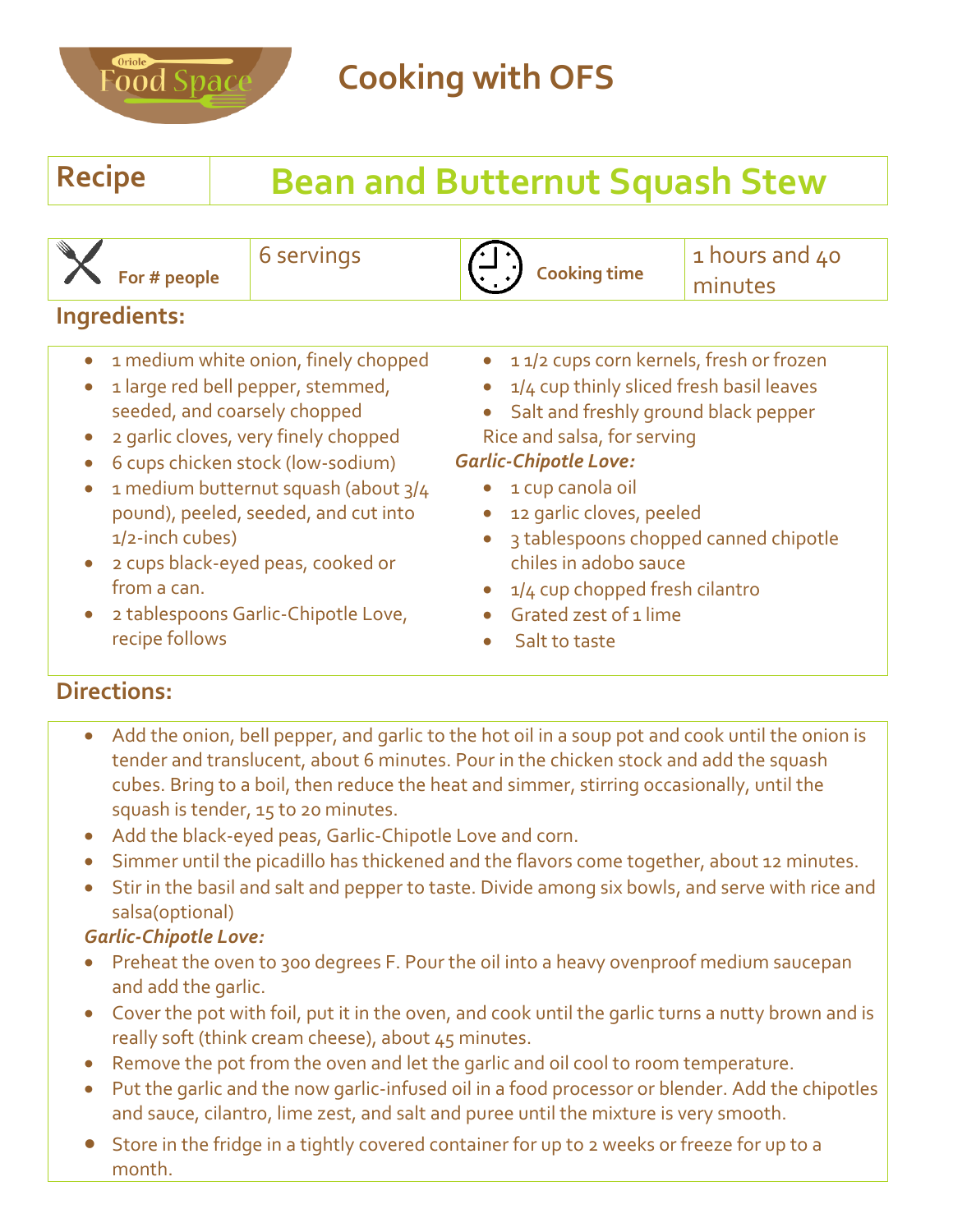# Cooking with OFS

| Recipe | Bean and Butternut Squash Stew |
|---|---|

| For # people | 6 servings | Cooking time | 1 hours and 40 minutes |
|---|---|---|---|

## Ingredients:

- 1 medium white onion, finely chopped
- 1 large red bell pepper, stemmed, seeded, and coarsely chopped
- 2 garlic cloves, very finely chopped
- 6 cups chicken stock (low-sodium)
- 1 medium butternut squash (about 3/4 pound), peeled, seeded, and cut into 1/2-inch cubes)
- 2 cups black-eyed peas, cooked or from a can.
- 2 tablespoons Garlic-Chipotle Love, recipe follows
- 1 1/2 cups corn kernels, fresh or frozen
- 1/4 cup thinly sliced fresh basil leaves
- Salt and freshly ground black pepper

Rice and salsa, for serving

***Garlic-Chipotle Love:***

- 1 cup canola oil
- 12 garlic cloves, peeled
- 3 tablespoons chopped canned chipotle chiles in adobo sauce
- 1/4 cup chopped fresh cilantro
- Grated zest of 1 lime
- Salt to taste

## Directions:

- Add the onion, bell pepper, and garlic to the hot oil in a soup pot and cook until the onion is tender and translucent, about 6 minutes. Pour in the chicken stock and add the squash cubes. Bring to a boil, then reduce the heat and simmer, stirring occasionally, until the squash is tender, 15 to 20 minutes.
- Add the black-eyed peas, Garlic-Chipotle Love and corn.
- Simmer until the picadillo has thickened and the flavors come together, about 12 minutes.
- Stir in the basil and salt and pepper to taste. Divide among six bowls, and serve with rice and salsa(optional)

***Garlic-Chipotle Love:***

- Preheat the oven to 300 degrees F. Pour the oil into a heavy ovenproof medium saucepan and add the garlic.
- Cover the pot with foil, put it in the oven, and cook until the garlic turns a nutty brown and is really soft (think cream cheese), about 45 minutes.
- Remove the pot from the oven and let the garlic and oil cool to room temperature.
- Put the garlic and the now garlic-infused oil in a food processor or blender. Add the chipotles and sauce, cilantro, lime zest, and salt and puree until the mixture is very smooth.
- Store in the fridge in a tightly covered container for up to 2 weeks or freeze for up to a month.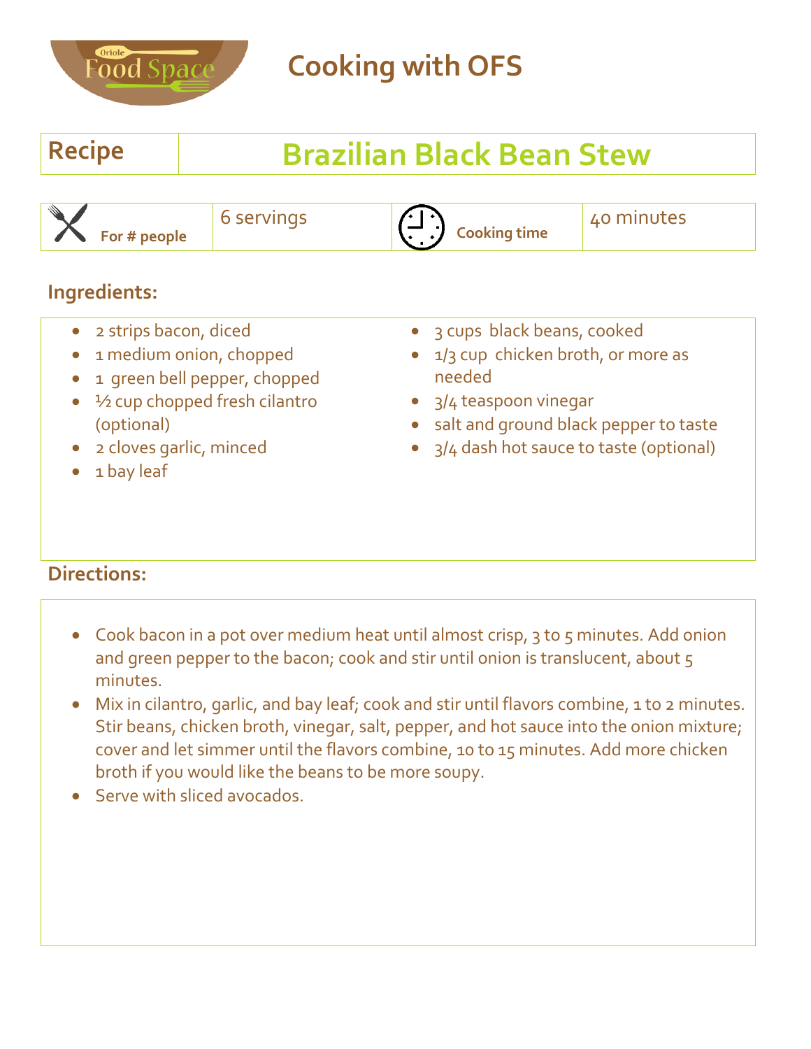Oriole Food Space

# Cooking with OFS

| Recipe | Brazilian Black Bean Stew |
|---|---|

| For # people | 6 servings | Cooking time | 40 minutes |
|---|---|---|---|

## Ingredients:

- 2 strips bacon, diced
- 1 medium onion, chopped
- 1 green bell pepper, chopped
- ½ cup chopped fresh cilantro (optional)
- 2 cloves garlic, minced
- 1 bay leaf
- 3 cups black beans, cooked
- 1/3 cup chicken broth, or more as needed
- 3/4 teaspoon vinegar
- salt and ground black pepper to taste
- 3/4 dash hot sauce to taste (optional)

## Directions:

- Cook bacon in a pot over medium heat until almost crisp, 3 to 5 minutes. Add onion and green pepper to the bacon; cook and stir until onion is translucent, about 5 minutes.
- Mix in cilantro, garlic, and bay leaf; cook and stir until flavors combine, 1 to 2 minutes. Stir beans, chicken broth, vinegar, salt, pepper, and hot sauce into the onion mixture; cover and let simmer until the flavors combine, 10 to 15 minutes. Add more chicken broth if you would like the beans to be more soupy.
- Serve with sliced avocados.